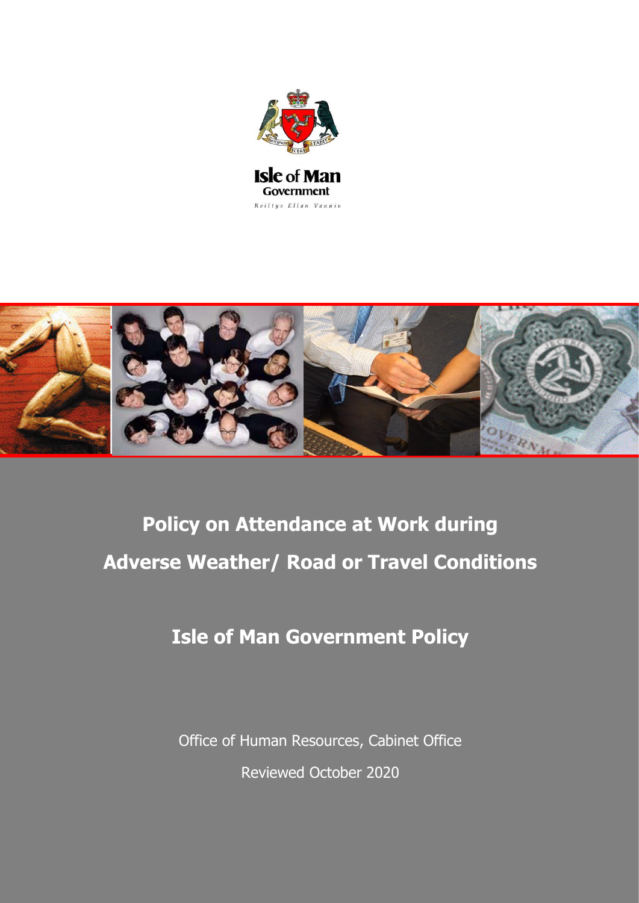Isle of Man Government

Reiltys Ellan Vannin

# Policy on Attendance at Work during Adverse Weather/ Road or Travel Conditions

## Isle of Man Government Policy

Office of Human Resources, Cabinet Office

Reviewed October 2020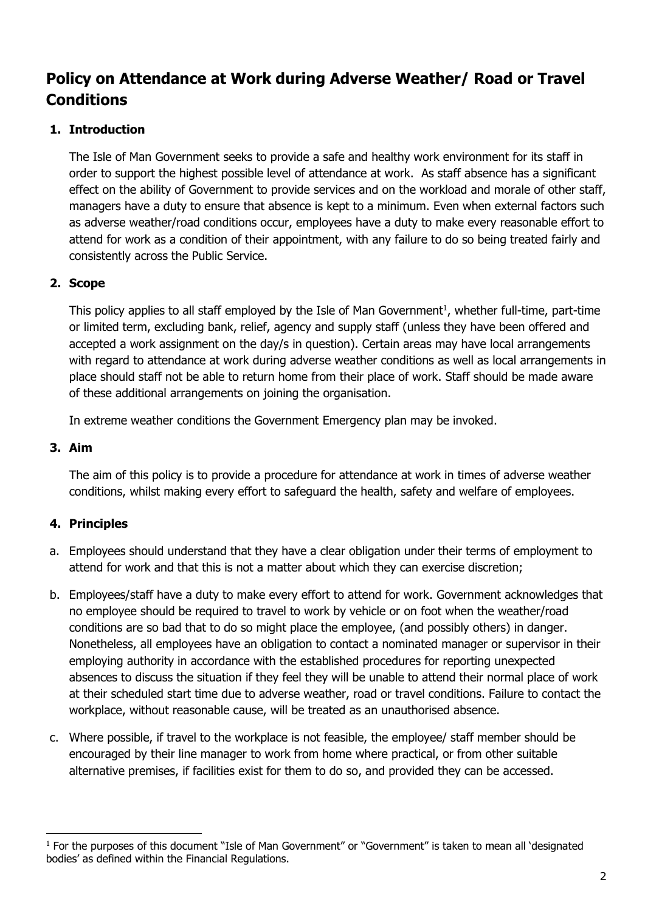# Policy on Attendance at Work during Adverse Weather/ Road or Travel Conditions

## 1. Introduction

The Isle of Man Government seeks to provide a safe and healthy work environment for its staff in order to support the highest possible level of attendance at work. As staff absence has a significant effect on the ability of Government to provide services and on the workload and morale of other staff, managers have a duty to ensure that absence is kept to a minimum. Even when external factors such as adverse weather/road conditions occur, employees have a duty to make every reasonable effort to attend for work as a condition of their appointment, with any failure to do so being treated fairly and consistently across the Public Service.

## 2. Scope

This policy applies to all staff employed by the Isle of Man Government[1], whether full-time, part-time or limited term, excluding bank, relief, agency and supply staff (unless they have been offered and accepted a work assignment on the day/s in question). Certain areas may have local arrangements with regard to attendance at work during adverse weather conditions as well as local arrangements in place should staff not be able to return home from their place of work. Staff should be made aware of these additional arrangements on joining the organisation.

In extreme weather conditions the Government Emergency plan may be invoked.

## 3. Aim

The aim of this policy is to provide a procedure for attendance at work in times of adverse weather conditions, whilst making every effort to safeguard the health, safety and welfare of employees.

## 4. Principles

a. Employees should understand that they have a clear obligation under their terms of employment to attend for work and that this is not a matter about which they can exercise discretion;

b. Employees/staff have a duty to make every effort to attend for work. Government acknowledges that no employee should be required to travel to work by vehicle or on foot when the weather/road conditions are so bad that to do so might place the employee, (and possibly others) in danger. Nonetheless, all employees have an obligation to contact a nominated manager or supervisor in their employing authority in accordance with the established procedures for reporting unexpected absences to discuss the situation if they feel they will be unable to attend their normal place of work at their scheduled start time due to adverse weather, road or travel conditions. Failure to contact the workplace, without reasonable cause, will be treated as an unauthorised absence.

c. Where possible, if travel to the workplace is not feasible, the employee/ staff member should be encouraged by their line manager to work from home where practical, or from other suitable alternative premises, if facilities exist for them to do so, and provided they can be accessed.

---

[1] For the purposes of this document "Isle of Man Government" or "Government" is taken to mean all 'designated bodies' as defined within the Financial Regulations.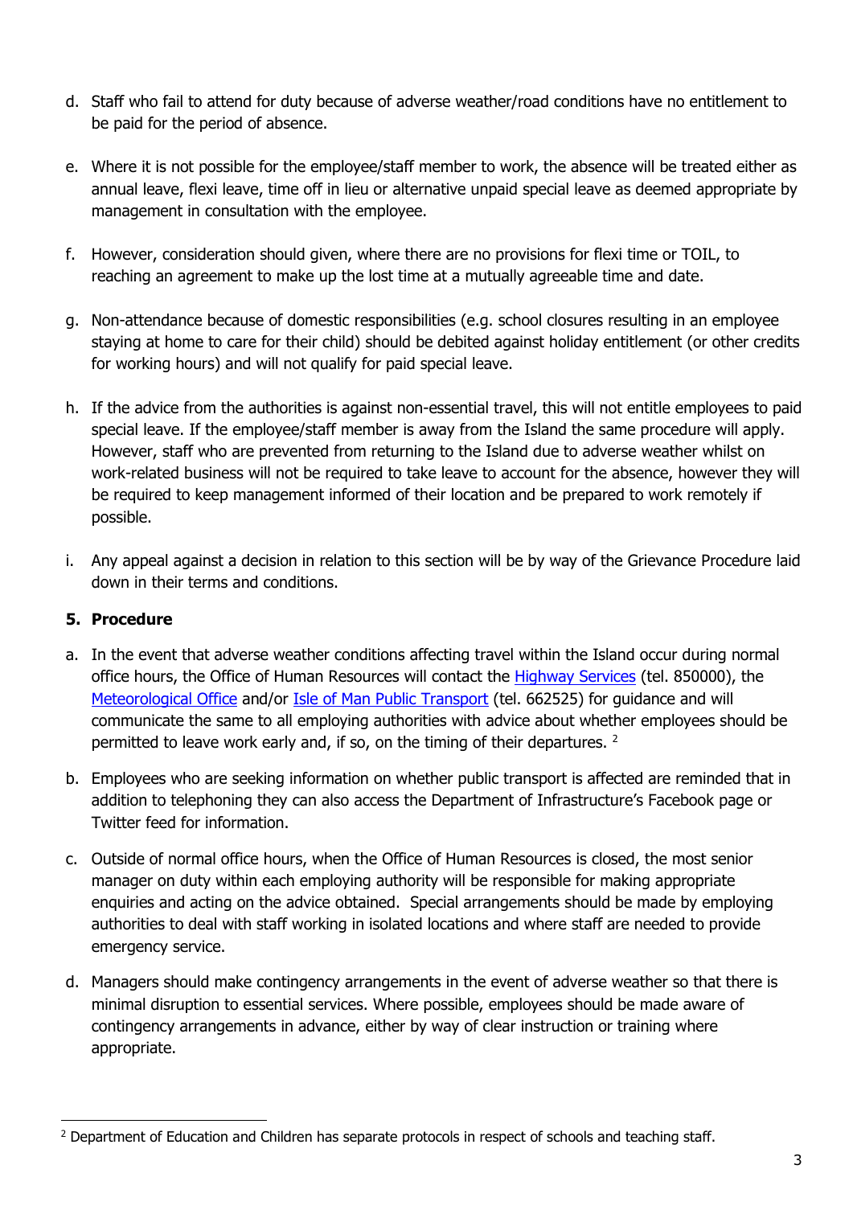d. Staff who fail to attend for duty because of adverse weather/road conditions have no entitlement to be paid for the period of absence.

e. Where it is not possible for the employee/staff member to work, the absence will be treated either as annual leave, flexi leave, time off in lieu or alternative unpaid special leave as deemed appropriate by management in consultation with the employee.

f. However, consideration should given, where there are no provisions for flexi time or TOIL, to reaching an agreement to make up the lost time at a mutually agreeable time and date.

g. Non-attendance because of domestic responsibilities (e.g. school closures resulting in an employee staying at home to care for their child) should be debited against holiday entitlement (or other credits for working hours) and will not qualify for paid special leave.

h. If the advice from the authorities is against non-essential travel, this will not entitle employees to paid special leave. If the employee/staff member is away from the Island the same procedure will apply. However, staff who are prevented from returning to the Island due to adverse weather whilst on work-related business will not be required to take leave to account for the absence, however they will be required to keep management informed of their location and be prepared to work remotely if possible.

i. Any appeal against a decision in relation to this section will be by way of the Grievance Procedure laid down in their terms and conditions.

## 5. Procedure

a. In the event that adverse weather conditions affecting travel within the Island occur during normal office hours, the Office of Human Resources will contact the Highway Services (tel. 850000), the Meteorological Office and/or Isle of Man Public Transport (tel. 662525) for guidance and will communicate the same to all employing authorities with advice about whether employees should be permitted to leave work early and, if so, on the timing of their departures. [2]

b. Employees who are seeking information on whether public transport is affected are reminded that in addition to telephoning they can also access the Department of Infrastructure's Facebook page or Twitter feed for information.

c. Outside of normal office hours, when the Office of Human Resources is closed, the most senior manager on duty within each employing authority will be responsible for making appropriate enquiries and acting on the advice obtained. Special arrangements should be made by employing authorities to deal with staff working in isolated locations and where staff are needed to provide emergency service.

d. Managers should make contingency arrangements in the event of adverse weather so that there is minimal disruption to essential services. Where possible, employees should be made aware of contingency arrangements in advance, either by way of clear instruction or training where appropriate.

---

[2] Department of Education and Children has separate protocols in respect of schools and teaching staff.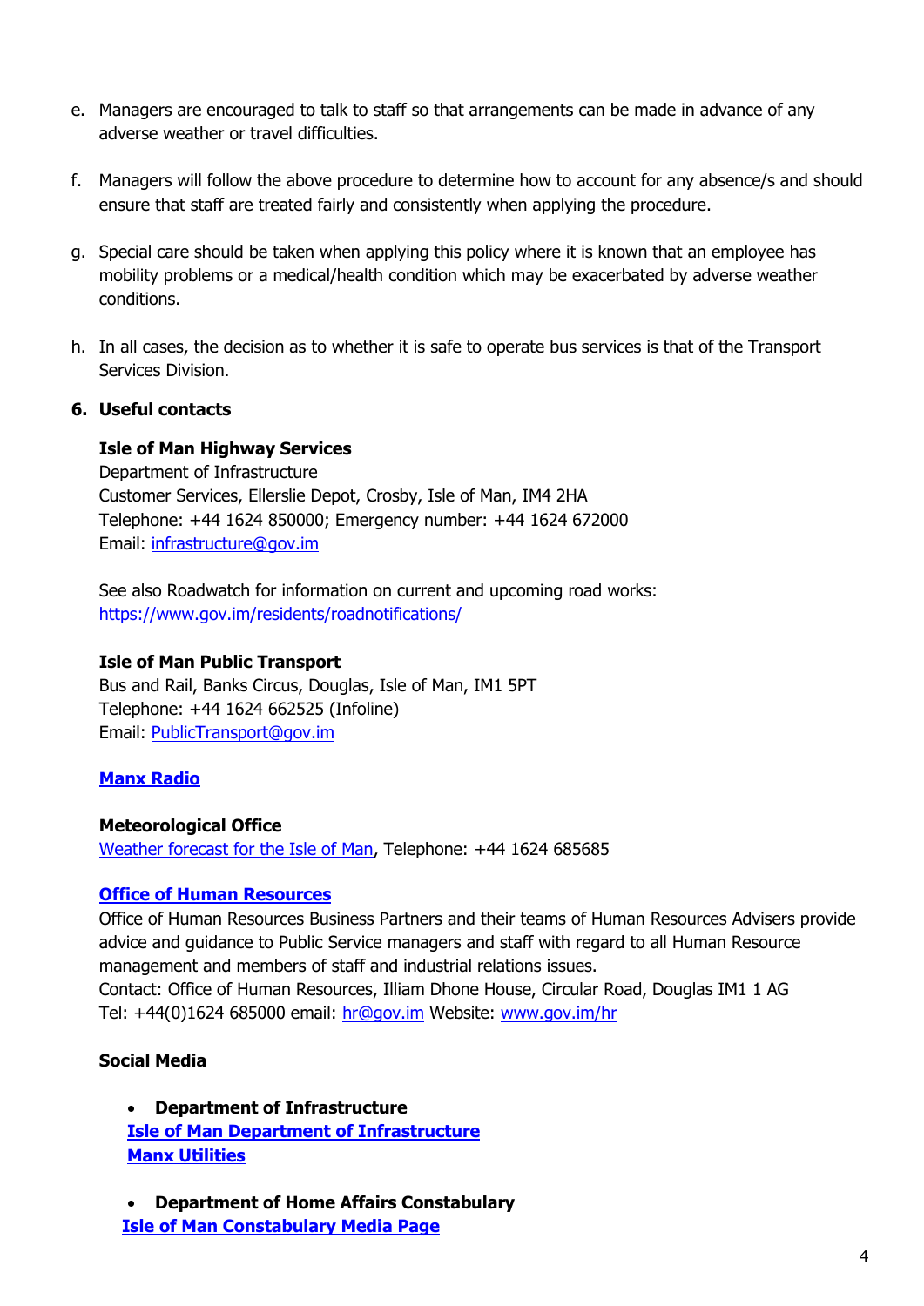e. Managers are encouraged to talk to staff so that arrangements can be made in advance of any adverse weather or travel difficulties.

f. Managers will follow the above procedure to determine how to account for any absence/s and should ensure that staff are treated fairly and consistently when applying the procedure.

g. Special care should be taken when applying this policy where it is known that an employee has mobility problems or a medical/health condition which may be exacerbated by adverse weather conditions.

h. In all cases, the decision as to whether it is safe to operate bus services is that of the Transport Services Division.

## 6. Useful contacts

**Isle of Man Highway Services**
Department of Infrastructure
Customer Services, Ellerslie Depot, Crosby, Isle of Man, IM4 2HA
Telephone: +44 1624 850000; Emergency number: +44 1624 672000
Email: infrastructure@gov.im

See also Roadwatch for information on current and upcoming road works:
https://www.gov.im/residents/roadnotifications/

**Isle of Man Public Transport**
Bus and Rail, Banks Circus, Douglas, Isle of Man, IM1 5PT
Telephone: +44 1624 662525 (Infoline)
Email: PublicTransport@gov.im

**Manx Radio**

**Meteorological Office**
Weather forecast for the Isle of Man, Telephone: +44 1624 685685

**Office of Human Resources**
Office of Human Resources Business Partners and their teams of Human Resources Advisers provide advice and guidance to Public Service managers and staff with regard to all Human Resource management and members of staff and industrial relations issues.
Contact: Office of Human Resources, Illiam Dhone House, Circular Road, Douglas IM1 1 AG
Tel: +44(0)1624 685000 email: hr@gov.im Website: www.gov.im/hr

**Social Media**

- **Department of Infrastructure**
  **Isle of Man Department of Infrastructure**
  **Manx Utilities**

- **Department of Home Affairs Constabulary**
  **Isle of Man Constabulary Media Page**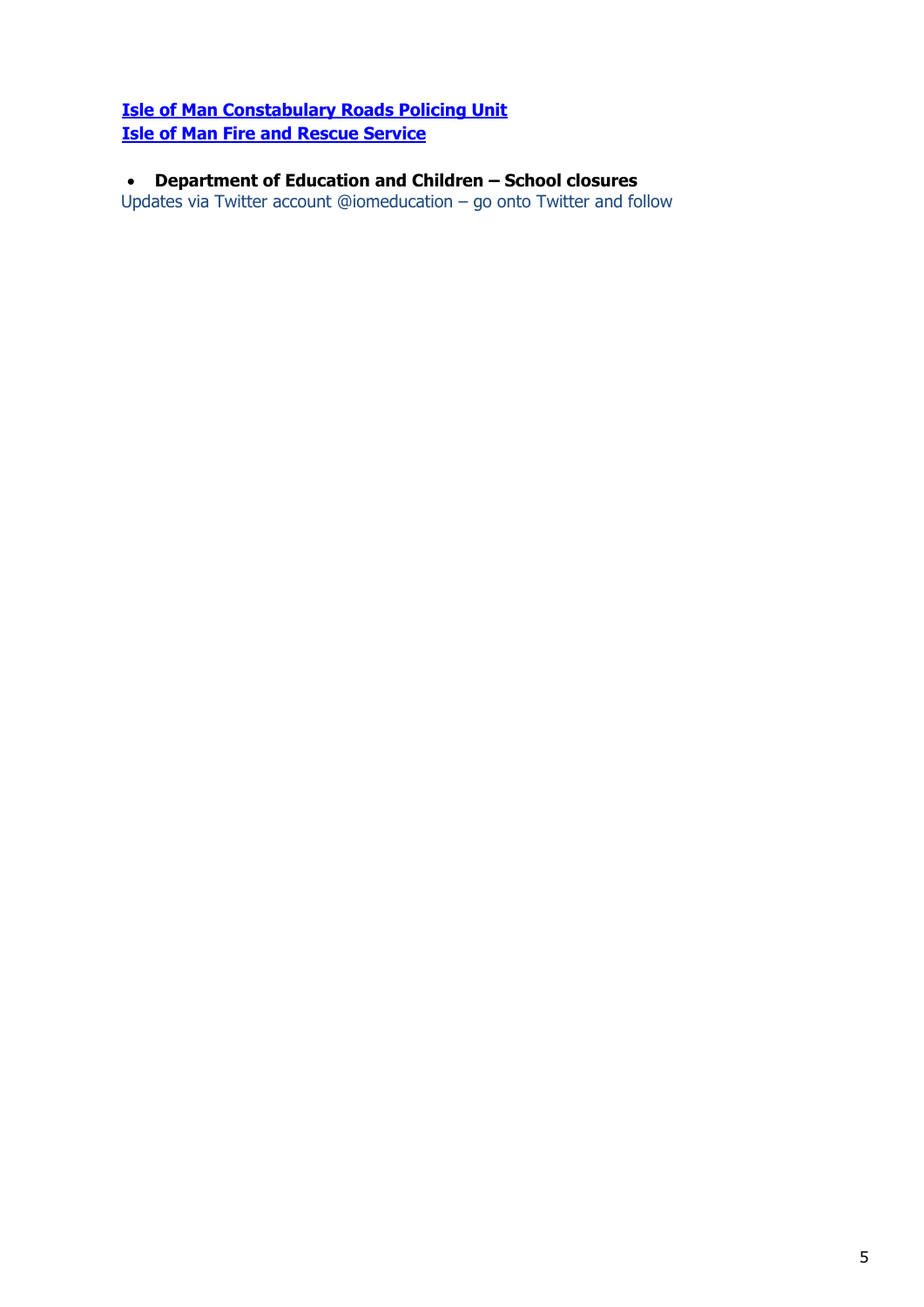**Isle of Man Constabulary Roads Policing Unit**
**Isle of Man Fire and Rescue Service**

- **Department of Education and Children – School closures**

Updates via Twitter account @iomeducation – go onto Twitter and follow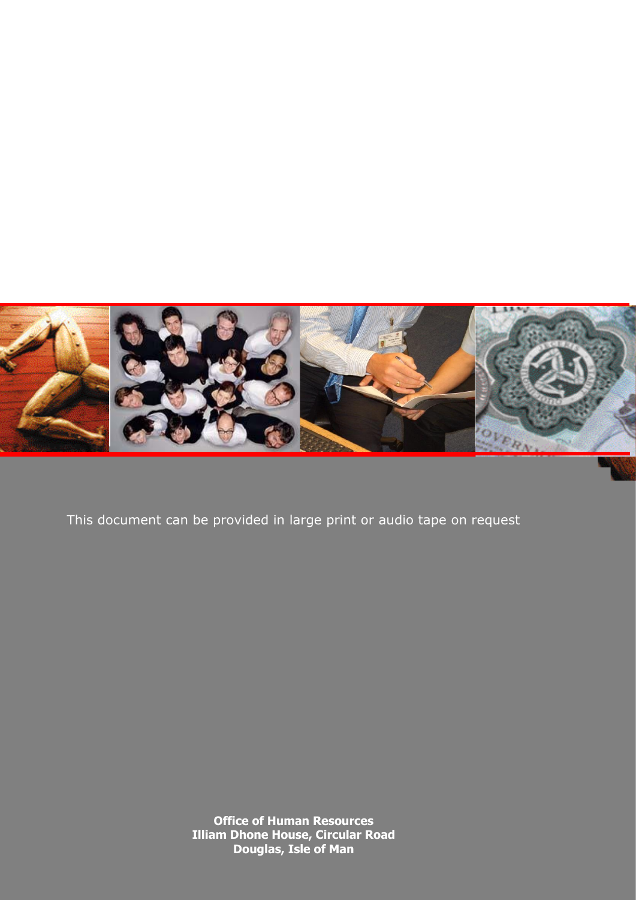This document can be provided in large print or audio tape on request

**Office of Human Resources**
**Illiam Dhone House, Circular Road**
**Douglas, Isle of Man**